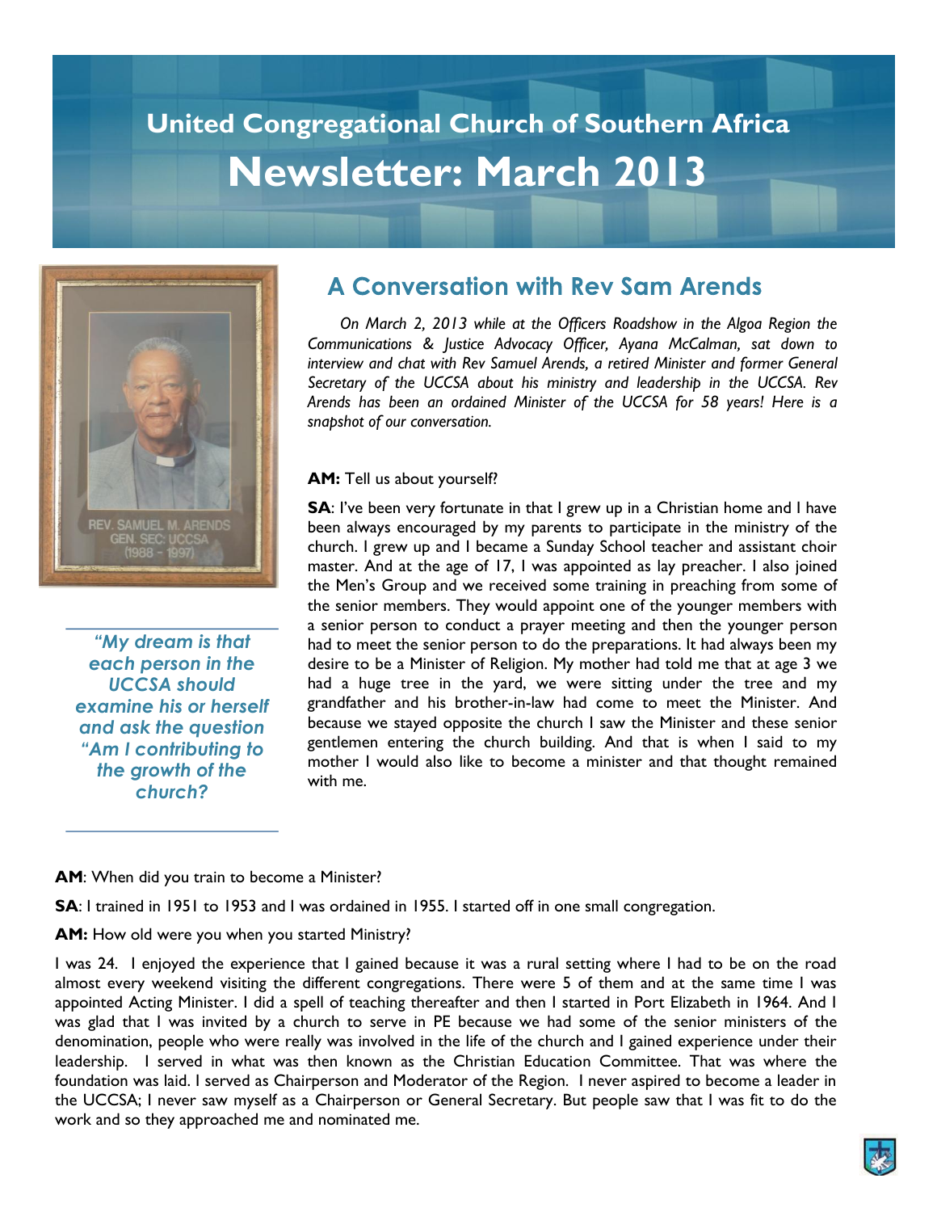# United Congregational Church of Southern Africa

# Newsletter: March 2013

REV. SAMUEL M. ARENDS
GEN. SEC: UCCSA
(1988 - 1997)

> *"My dream is that each person in the UCCSA should examine his or herself and ask the question "Am I contributing to the growth of the church?*

## A Conversation with Rev Sam Arends

*On March 2, 2013 while at the Officers Roadshow in the Algoa Region the Communications & Justice Advocacy Officer, Ayana McCalman, sat down to interview and chat with Rev Samuel Arends, a retired Minister and former General Secretary of the UCCSA about his ministry and leadership in the UCCSA. Rev Arends has been an ordained Minister of the UCCSA for 58 years! Here is a snapshot of our conversation.*

**AM:** Tell us about yourself?

**SA**: I've been very fortunate in that I grew up in a Christian home and I have been always encouraged by my parents to participate in the ministry of the church. I grew up and I became a Sunday School teacher and assistant choir master. And at the age of 17, I was appointed as lay preacher. I also joined the Men's Group and we received some training in preaching from some of the senior members. They would appoint one of the younger members with a senior person to conduct a prayer meeting and then the younger person had to meet the senior person to do the preparations. It had always been my desire to be a Minister of Religion. My mother had told me that at age 3 we had a huge tree in the yard, we were sitting under the tree and my grandfather and his brother-in-law had come to meet the Minister. And because we stayed opposite the church I saw the Minister and these senior gentlemen entering the church building. And that is when I said to my mother I would also like to become a minister and that thought remained with me.

**AM**: When did you train to become a Minister?

**SA**: I trained in 1951 to 1953 and I was ordained in 1955. I started off in one small congregation.

**AM:** How old were you when you started Ministry?

I was 24. I enjoyed the experience that I gained because it was a rural setting where I had to be on the road almost every weekend visiting the different congregations. There were 5 of them and at the same time I was appointed Acting Minister. I did a spell of teaching thereafter and then I started in Port Elizabeth in 1964. And I was glad that I was invited by a church to serve in PE because we had some of the senior ministers of the denomination, people who were really was involved in the life of the church and I gained experience under their leadership. I served in what was then known as the Christian Education Committee. That was where the foundation was laid. I served as Chairperson and Moderator of the Region. I never aspired to become a leader in the UCCSA; I never saw myself as a Chairperson or General Secretary. But people saw that I was fit to do the work and so they approached me and nominated me.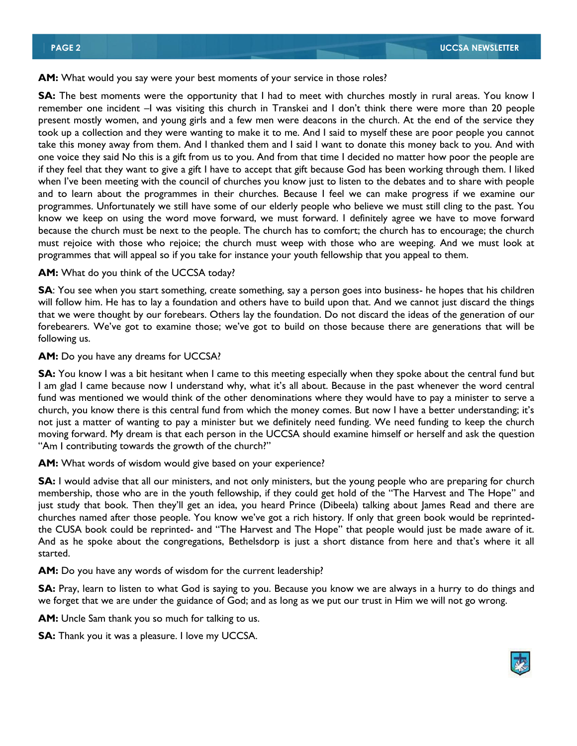**AM:** What would you say were your best moments of your service in those roles?

**SA:** The best moments were the opportunity that I had to meet with churches mostly in rural areas. You know I remember one incident –I was visiting this church in Transkei and I don't think there were more than 20 people present mostly women, and young girls and a few men were deacons in the church. At the end of the service they took up a collection and they were wanting to make it to me. And I said to myself these are poor people you cannot take this money away from them. And I thanked them and I said I want to donate this money back to you. And with one voice they said No this is a gift from us to you. And from that time I decided no matter how poor the people are if they feel that they want to give a gift I have to accept that gift because God has been working through them. I liked when I've been meeting with the council of churches you know just to listen to the debates and to share with people and to learn about the programmes in their churches. Because I feel we can make progress if we examine our programmes. Unfortunately we still have some of our elderly people who believe we must still cling to the past. You know we keep on using the word move forward, we must forward. I definitely agree we have to move forward because the church must be next to the people. The church has to comfort; the church has to encourage; the church must rejoice with those who rejoice; the church must weep with those who are weeping. And we must look at programmes that will appeal so if you take for instance your youth fellowship that you appeal to them.

**AM:** What do you think of the UCCSA today?

**SA**: You see when you start something, create something, say a person goes into business- he hopes that his children will follow him. He has to lay a foundation and others have to build upon that. And we cannot just discard the things that we were thought by our forebears. Others lay the foundation. Do not discard the ideas of the generation of our forebearers. We've got to examine those; we've got to build on those because there are generations that will be following us.

**AM:** Do you have any dreams for UCCSA?

**SA:** You know I was a bit hesitant when I came to this meeting especially when they spoke about the central fund but I am glad I came because now I understand why, what it's all about. Because in the past whenever the word central fund was mentioned we would think of the other denominations where they would have to pay a minister to serve a church, you know there is this central fund from which the money comes. But now I have a better understanding; it's not just a matter of wanting to pay a minister but we definitely need funding. We need funding to keep the church moving forward. My dream is that each person in the UCCSA should examine himself or herself and ask the question "Am I contributing towards the growth of the church?"

**AM:** What words of wisdom would give based on your experience?

**SA:** I would advise that all our ministers, and not only ministers, but the young people who are preparing for church membership, those who are in the youth fellowship, if they could get hold of the "The Harvest and The Hope" and just study that book. Then they'll get an idea, you heard Prince (Dibeela) talking about James Read and there are churches named after those people. You know we've got a rich history. If only that green book would be reprinted- the CUSA book could be reprinted- and "The Harvest and The Hope" that people would just be made aware of it. And as he spoke about the congregations, Bethelsdorp is just a short distance from here and that's where it all started.

**AM:** Do you have any words of wisdom for the current leadership?

**SA:** Pray, learn to listen to what God is saying to you. Because you know we are always in a hurry to do things and we forget that we are under the guidance of God; and as long as we put our trust in Him we will not go wrong.

**AM:** Uncle Sam thank you so much for talking to us.

**SA:** Thank you it was a pleasure. I love my UCCSA.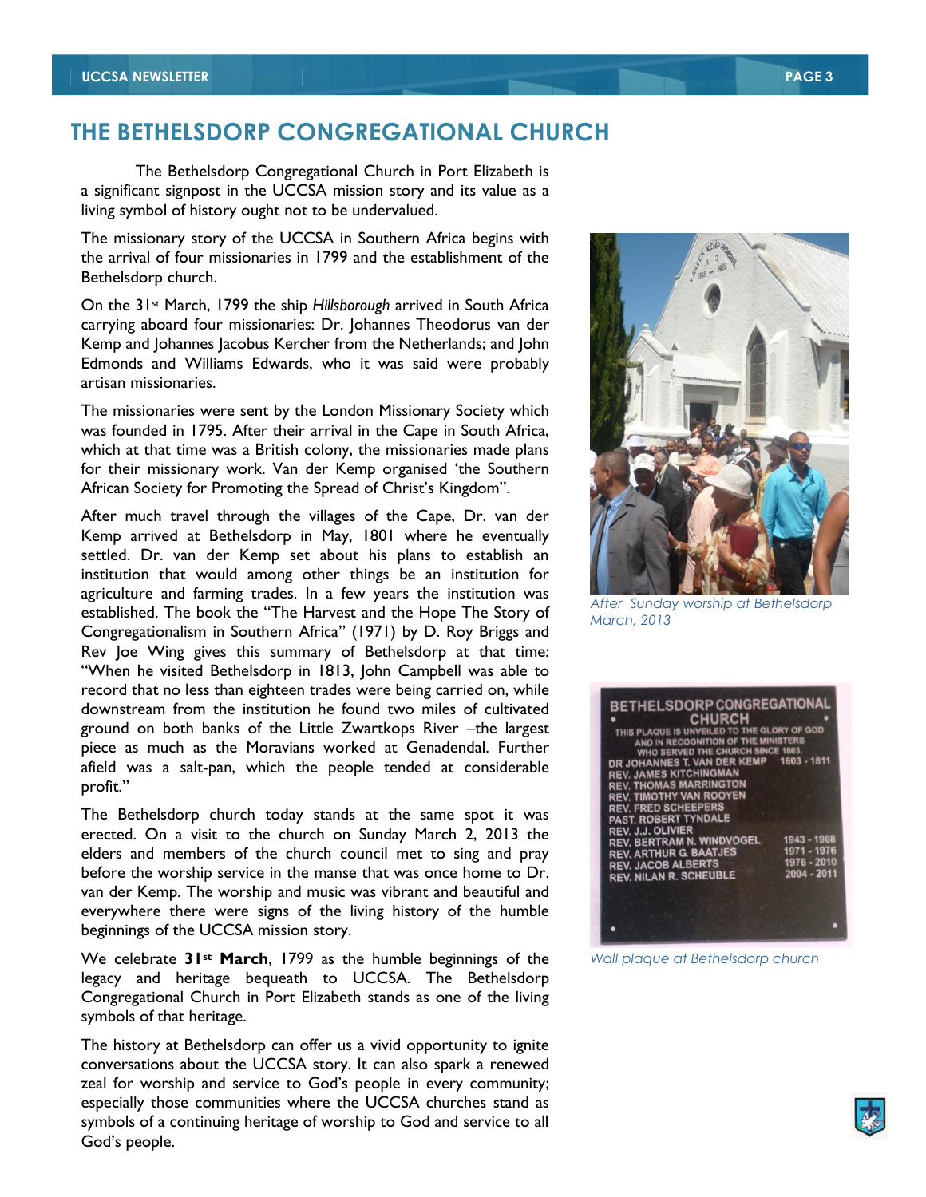# THE BETHELSDORP CONGREGATIONAL CHURCH

The Bethelsdorp Congregational Church in Port Elizabeth is a significant signpost in the UCCSA mission story and its value as a living symbol of history ought not to be undervalued.

The missionary story of the UCCSA in Southern Africa begins with the arrival of four missionaries in 1799 and the establishment of the Bethelsdorp church.

On the 31st March, 1799 the ship *Hillsborough* arrived in South Africa carrying aboard four missionaries: Dr. Johannes Theodorus van der Kemp and Johannes Jacobus Kercher from the Netherlands; and John Edmonds and Williams Edwards, who it was said were probably artisan missionaries.

The missionaries were sent by the London Missionary Society which was founded in 1795. After their arrival in the Cape in South Africa, which at that time was a British colony, the missionaries made plans for their missionary work. Van der Kemp organised 'the Southern African Society for Promoting the Spread of Christ's Kingdom".

After much travel through the villages of the Cape, Dr. van der Kemp arrived at Bethelsdorp in May, 1801 where he eventually settled. Dr. van der Kemp set about his plans to establish an institution that would among other things be an institution for agriculture and farming trades. In a few years the institution was established. The book the "The Harvest and the Hope The Story of Congregationalism in Southern Africa" (1971) by D. Roy Briggs and Rev Joe Wing gives this summary of Bethelsdorp at that time: "When he visited Bethelsdorp in 1813, John Campbell was able to record that no less than eighteen trades were being carried on, while downstream from the institution he found two miles of cultivated ground on both banks of the Little Zwartkops River –the largest piece as much as the Moravians worked at Genadendal. Further afield was a salt-pan, which the people tended at considerable profit."

The Bethelsdorp church today stands at the same spot it was erected. On a visit to the church on Sunday March 2, 2013 the elders and members of the church council met to sing and pray before the worship service in the manse that was once home to Dr. van der Kemp. The worship and music was vibrant and beautiful and everywhere there were signs of the living history of the humble beginnings of the UCCSA mission story.

We celebrate **31st March**, 1799 as the humble beginnings of the legacy and heritage bequeath to UCCSA. The Bethelsdorp Congregational Church in Port Elizabeth stands as one of the living symbols of that heritage.

The history at Bethelsdorp can offer us a vivid opportunity to ignite conversations about the UCCSA story. It can also spark a renewed zeal for worship and service to God's people in every community; especially those communities where the UCCSA churches stand as symbols of a continuing heritage of worship to God and service to all God's people.

*After Sunday worship at Bethelsdorp March, 2013*

BETHELSDORP CONGREGATIONAL CHURCH

THIS PLAQUE IS UNVEILED TO THE GLORY OF GOD AND IN RECOGNITION OF THE MINISTERS WHO SERVED THE CHURCH SINCE 1803.

| | |
|---|---|
| DR JOHANNES T. VAN DER KEMP | 1803 - 1811 |
| REV. JAMES KITCHINGMAN | |
| REV. THOMAS MARRINGTON | |
| REV. TIMOTHY VAN ROOYEN | |
| REV. FRED SCHEEPERS | |
| PAST. ROBERT TYNDALE | |
| REV. J.J. OLIVIER | |
| REV. BERTRAM N. WINDVOGEL | 1943 - 1968 |
| REV. ARTHUR G. BAATJES | 1971 - 1976 |
| REV. JACOB ALBERTS | 1976 - 2010 |
| REV. NILAN R. SCHEUBLE | 2004 - 2011 |

*Wall plaque at Bethelsdorp church*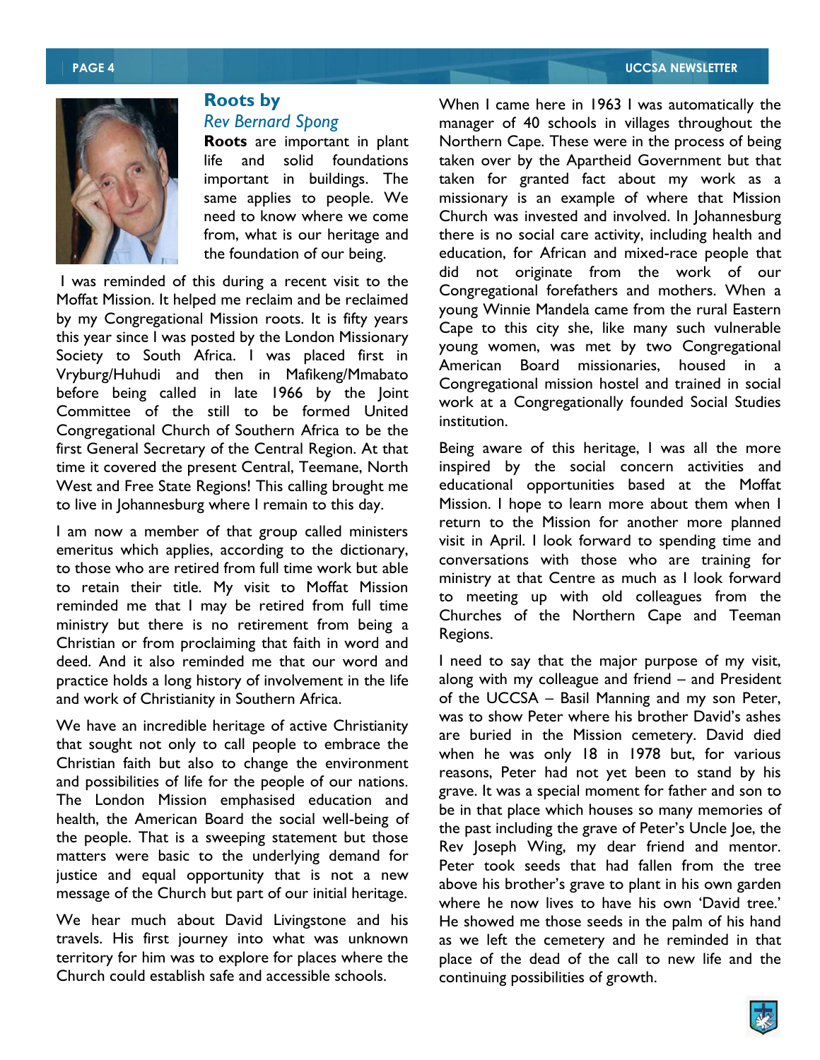## Roots by

*Rev Bernard Spong*

**Roots** are important in plant life and solid foundations important in buildings. The same applies to people. We need to know where we come from, what is our heritage and the foundation of our being.

I was reminded of this during a recent visit to the Moffat Mission. It helped me reclaim and be reclaimed by my Congregational Mission roots. It is fifty years this year since I was posted by the London Missionary Society to South Africa. I was placed first in Vryburg/Huhudi and then in Mafikeng/Mmabato before being called in late 1966 by the Joint Committee of the still to be formed United Congregational Church of Southern Africa to be the first General Secretary of the Central Region. At that time it covered the present Central, Teemane, North West and Free State Regions! This calling brought me to live in Johannesburg where I remain to this day.

I am now a member of that group called ministers emeritus which applies, according to the dictionary, to those who are retired from full time work but able to retain their title. My visit to Moffat Mission reminded me that I may be retired from full time ministry but there is no retirement from being a Christian or from proclaiming that faith in word and deed. And it also reminded me that our word and practice holds a long history of involvement in the life and work of Christianity in Southern Africa.

We have an incredible heritage of active Christianity that sought not only to call people to embrace the Christian faith but also to change the environment and possibilities of life for the people of our nations. The London Mission emphasised education and health, the American Board the social well-being of the people. That is a sweeping statement but those matters were basic to the underlying demand for justice and equal opportunity that is not a new message of the Church but part of our initial heritage.

We hear much about David Livingstone and his travels. His first journey into what was unknown territory for him was to explore for places where the Church could establish safe and accessible schools.

When I came here in 1963 I was automatically the manager of 40 schools in villages throughout the Northern Cape. These were in the process of being taken over by the Apartheid Government but that taken for granted fact about my work as a missionary is an example of where that Mission Church was invested and involved. In Johannesburg there is no social care activity, including health and education, for African and mixed-race people that did not originate from the work of our Congregational forefathers and mothers. When a young Winnie Mandela came from the rural Eastern Cape to this city she, like many such vulnerable young women, was met by two Congregational American Board missionaries, housed in a Congregational mission hostel and trained in social work at a Congregationally founded Social Studies institution.

Being aware of this heritage, I was all the more inspired by the social concern activities and educational opportunities based at the Moffat Mission. I hope to learn more about them when I return to the Mission for another more planned visit in April. I look forward to spending time and conversations with those who are training for ministry at that Centre as much as I look forward to meeting up with old colleagues from the Churches of the Northern Cape and Teeman Regions.

I need to say that the major purpose of my visit, along with my colleague and friend – and President of the UCCSA – Basil Manning and my son Peter, was to show Peter where his brother David's ashes are buried in the Mission cemetery. David died when he was only 18 in 1978 but, for various reasons, Peter had not yet been to stand by his grave. It was a special moment for father and son to be in that place which houses so many memories of the past including the grave of Peter's Uncle Joe, the Rev Joseph Wing, my dear friend and mentor. Peter took seeds that had fallen from the tree above his brother's grave to plant in his own garden where he now lives to have his own 'David tree.' He showed me those seeds in the palm of his hand as we left the cemetery and he reminded in that place of the dead of the call to new life and the continuing possibilities of growth.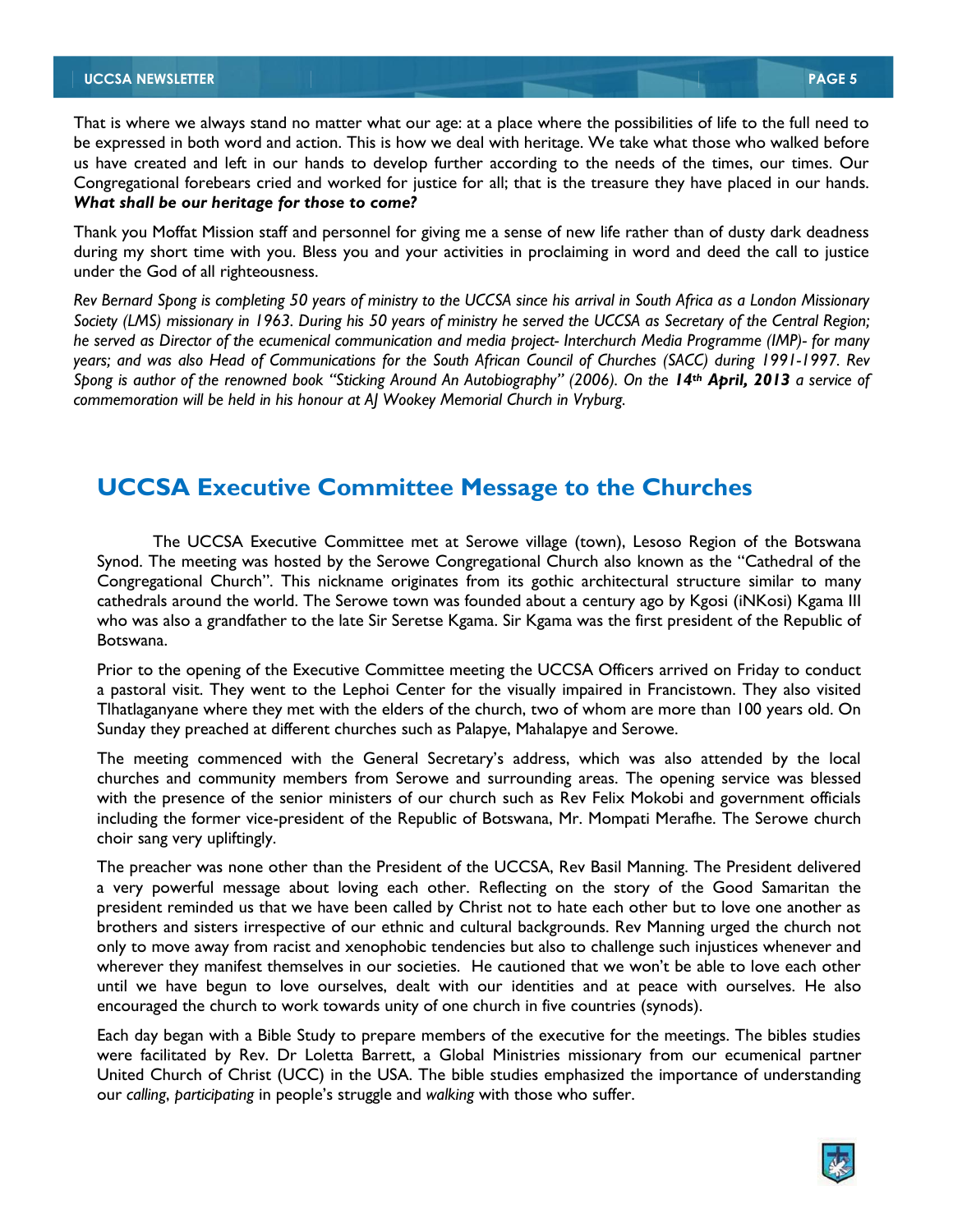That is where we always stand no matter what our age: at a place where the possibilities of life to the full need to be expressed in both word and action. This is how we deal with heritage. We take what those who walked before us have created and left in our hands to develop further according to the needs of the times, our times. Our Congregational forebears cried and worked for justice for all; that is the treasure they have placed in our hands. ***What shall be our heritage for those to come?***

Thank you Moffat Mission staff and personnel for giving me a sense of new life rather than of dusty dark deadness during my short time with you. Bless you and your activities in proclaiming in word and deed the call to justice under the God of all righteousness.

*Rev Bernard Spong is completing 50 years of ministry to the UCCSA since his arrival in South Africa as a London Missionary Society (LMS) missionary in 1963. During his 50 years of ministry he served the UCCSA as Secretary of the Central Region; he served as Director of the ecumenical communication and media project- Interchurch Media Programme (IMP)- for many years; and was also Head of Communications for the South African Council of Churches (SACC) during 1991-1997. Rev Spong is author of the renowned book "Sticking Around An Autobiography" (2006). On the **14th April, 2013** a service of commemoration will be held in his honour at AJ Wookey Memorial Church in Vryburg.*

## UCCSA Executive Committee Message to the Churches

The UCCSA Executive Committee met at Serowe village (town), Lesoso Region of the Botswana Synod. The meeting was hosted by the Serowe Congregational Church also known as the "Cathedral of the Congregational Church". This nickname originates from its gothic architectural structure similar to many cathedrals around the world. The Serowe town was founded about a century ago by Kgosi (iNKosi) Kgama III who was also a grandfather to the late Sir Seretse Kgama. Sir Kgama was the first president of the Republic of Botswana.

Prior to the opening of the Executive Committee meeting the UCCSA Officers arrived on Friday to conduct a pastoral visit. They went to the Lephoi Center for the visually impaired in Francistown. They also visited Tlhatlaganyane where they met with the elders of the church, two of whom are more than 100 years old. On Sunday they preached at different churches such as Palapye, Mahalapye and Serowe.

The meeting commenced with the General Secretary's address, which was also attended by the local churches and community members from Serowe and surrounding areas. The opening service was blessed with the presence of the senior ministers of our church such as Rev Felix Mokobi and government officials including the former vice-president of the Republic of Botswana, Mr. Mompati Merafhe. The Serowe church choir sang very upliftingly.

The preacher was none other than the President of the UCCSA, Rev Basil Manning. The President delivered a very powerful message about loving each other. Reflecting on the story of the Good Samaritan the president reminded us that we have been called by Christ not to hate each other but to love one another as brothers and sisters irrespective of our ethnic and cultural backgrounds. Rev Manning urged the church not only to move away from racist and xenophobic tendencies but also to challenge such injustices whenever and wherever they manifest themselves in our societies. He cautioned that we won't be able to love each other until we have begun to love ourselves, dealt with our identities and at peace with ourselves. He also encouraged the church to work towards unity of one church in five countries (synods).

Each day began with a Bible Study to prepare members of the executive for the meetings. The bibles studies were facilitated by Rev. Dr Loletta Barrett, a Global Ministries missionary from our ecumenical partner United Church of Christ (UCC) in the USA. The bible studies emphasized the importance of understanding our *calling*, *participating* in people's struggle and *walking* with those who suffer.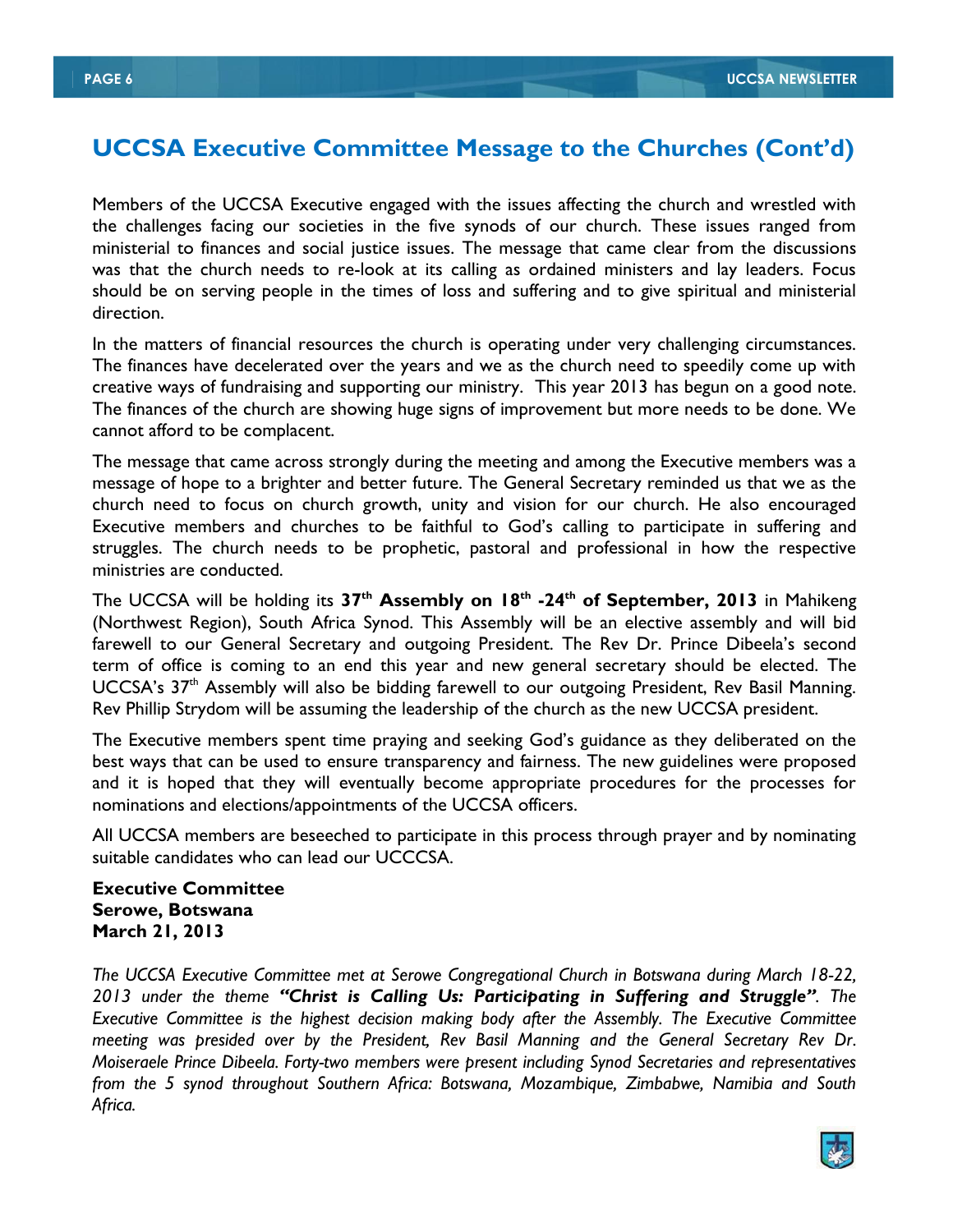## UCCSA Executive Committee Message to the Churches (Cont'd)

Members of the UCCSA Executive engaged with the issues affecting the church and wrestled with the challenges facing our societies in the five synods of our church. These issues ranged from ministerial to finances and social justice issues. The message that came clear from the discussions was that the church needs to re-look at its calling as ordained ministers and lay leaders. Focus should be on serving people in the times of loss and suffering and to give spiritual and ministerial direction.

In the matters of financial resources the church is operating under very challenging circumstances. The finances have decelerated over the years and we as the church need to speedily come up with creative ways of fundraising and supporting our ministry. This year 2013 has begun on a good note. The finances of the church are showing huge signs of improvement but more needs to be done. We cannot afford to be complacent.

The message that came across strongly during the meeting and among the Executive members was a message of hope to a brighter and better future. The General Secretary reminded us that we as the church need to focus on church growth, unity and vision for our church. He also encouraged Executive members and churches to be faithful to God's calling to participate in suffering and struggles. The church needs to be prophetic, pastoral and professional in how the respective ministries are conducted.

The UCCSA will be holding its **37th Assembly on 18th -24th of September, 2013** in Mahikeng (Northwest Region), South Africa Synod. This Assembly will be an elective assembly and will bid farewell to our General Secretary and outgoing President. The Rev Dr. Prince Dibeela's second term of office is coming to an end this year and new general secretary should be elected. The UCCSA's 37th Assembly will also be bidding farewell to our outgoing President, Rev Basil Manning. Rev Phillip Strydom will be assuming the leadership of the church as the new UCCSA president.

The Executive members spent time praying and seeking God's guidance as they deliberated on the best ways that can be used to ensure transparency and fairness. The new guidelines were proposed and it is hoped that they will eventually become appropriate procedures for the processes for nominations and elections/appointments of the UCCSA officers.

All UCCSA members are beseeched to participate in this process through prayer and by nominating suitable candidates who can lead our UCCCSA.

**Executive Committee**
**Serowe, Botswana**
**March 21, 2013**

*The UCCSA Executive Committee met at Serowe Congregational Church in Botswana during March 18-22, 2013 under the theme **"Christ is Calling Us: Participating in Suffering and Struggle"**. The Executive Committee is the highest decision making body after the Assembly. The Executive Committee meeting was presided over by the President, Rev Basil Manning and the General Secretary Rev Dr. Moiseraele Prince Dibeela. Forty-two members were present including Synod Secretaries and representatives from the 5 synod throughout Southern Africa: Botswana, Mozambique, Zimbabwe, Namibia and South Africa.*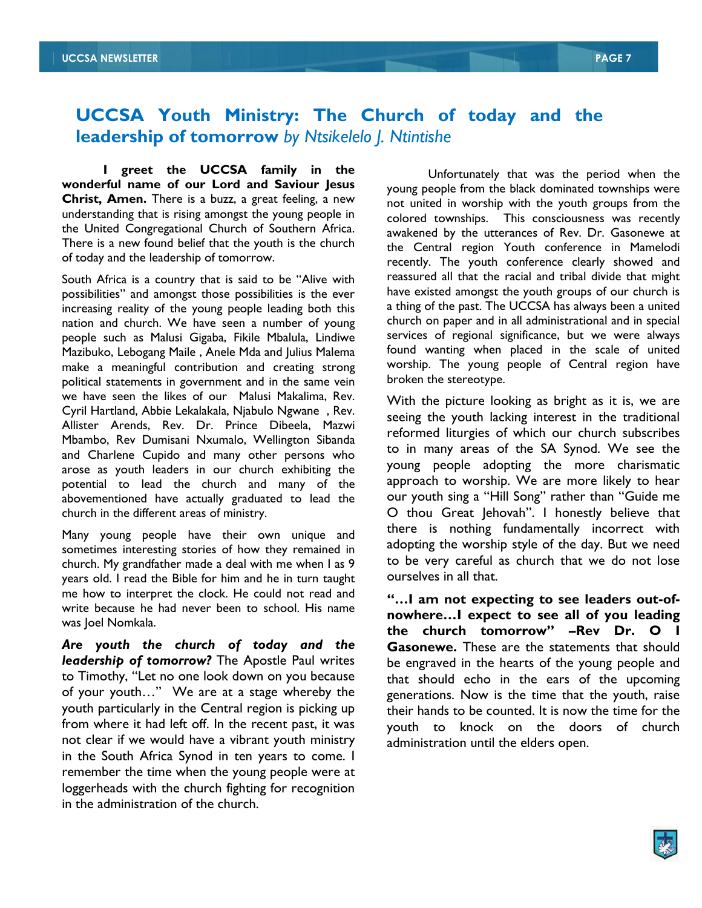# UCCSA Youth Ministry: The Church of today and the leadership of tomorrow *by Ntsikelelo J. Ntintishe*

**I greet the UCCSA family in the wonderful name of our Lord and Saviour Jesus Christ, Amen.** There is a buzz, a great feeling, a new understanding that is rising amongst the young people in the United Congregational Church of Southern Africa. There is a new found belief that the youth is the church of today and the leadership of tomorrow.

South Africa is a country that is said to be "Alive with possibilities" and amongst those possibilities is the ever increasing reality of the young people leading both this nation and church. We have seen a number of young people such as Malusi Gigaba, Fikile Mbalula, Lindiwe Mazibuko, Lebogang Maile , Anele Mda and Julius Malema make a meaningful contribution and creating strong political statements in government and in the same vein we have seen the likes of our Malusi Makalima, Rev. Cyril Hartland, Abbie Lekalakala, Njabulo Ngwane , Rev. Allister Arends, Rev. Dr. Prince Dibeela, Mazwi Mbambo, Rev Dumisani Nxumalo, Wellington Sibanda and Charlene Cupido and many other persons who arose as youth leaders in our church exhibiting the potential to lead the church and many of the abovementioned have actually graduated to lead the church in the different areas of ministry.

Many young people have their own unique and sometimes interesting stories of how they remained in church. My grandfather made a deal with me when I as 9 years old. I read the Bible for him and he in turn taught me how to interpret the clock. He could not read and write because he had never been to school. His name was Joel Nomkala.

***Are youth the church of today and the leadership of tomorrow?*** The Apostle Paul writes to Timothy, "Let no one look down on you because of your youth…" We are at a stage whereby the youth particularly in the Central region is picking up from where it had left off. In the recent past, it was not clear if we would have a vibrant youth ministry in the South Africa Synod in ten years to come. I remember the time when the young people were at loggerheads with the church fighting for recognition in the administration of the church.

Unfortunately that was the period when the young people from the black dominated townships were not united in worship with the youth groups from the colored townships. This consciousness was recently awakened by the utterances of Rev. Dr. Gasonewe at the Central region Youth conference in Mamelodi recently. The youth conference clearly showed and reassured all that the racial and tribal divide that might have existed amongst the youth groups of our church is a thing of the past. The UCCSA has always been a united church on paper and in all administrational and in special services of regional significance, but we were always found wanting when placed in the scale of united worship. The young people of Central region have broken the stereotype.

With the picture looking as bright as it is, we are seeing the youth lacking interest in the traditional reformed liturgies of which our church subscribes to in many areas of the SA Synod. We see the young people adopting the more charismatic approach to worship. We are more likely to hear our youth sing a "Hill Song" rather than "Guide me O thou Great Jehovah". I honestly believe that there is nothing fundamentally incorrect with adopting the worship style of the day. But we need to be very careful as church that we do not lose ourselves in all that.

**"…I am not expecting to see leaders out-of-nowhere…I expect to see all of you leading the church tomorrow" –Rev Dr. O I Gasonewe.** These are the statements that should be engraved in the hearts of the young people and that should echo in the ears of the upcoming generations. Now is the time that the youth, raise their hands to be counted. It is now the time for the youth to knock on the doors of church administration until the elders open.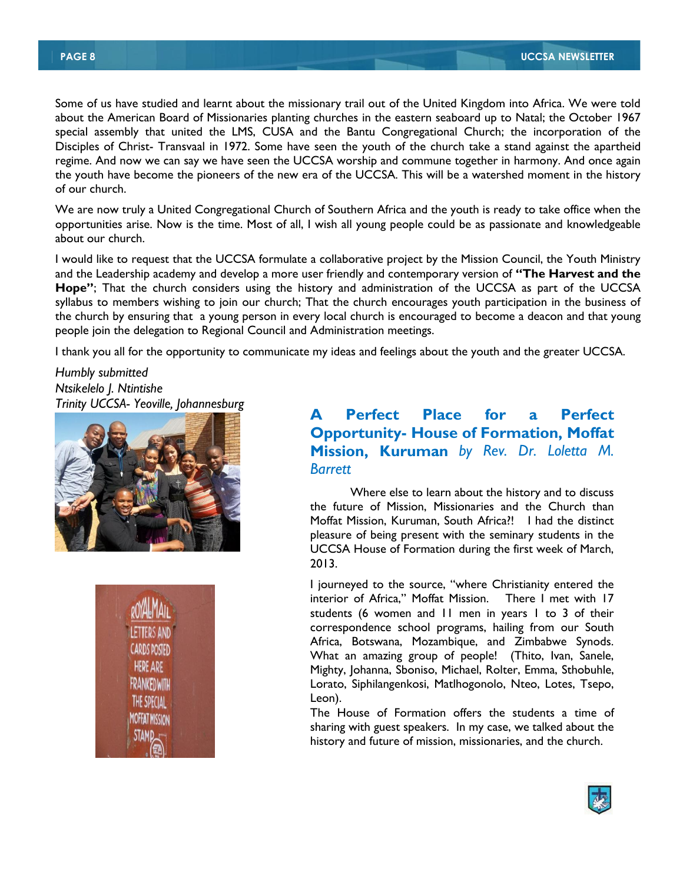Some of us have studied and learnt about the missionary trail out of the United Kingdom into Africa. We were told about the American Board of Missionaries planting churches in the eastern seaboard up to Natal; the October 1967 special assembly that united the LMS, CUSA and the Bantu Congregational Church; the incorporation of the Disciples of Christ- Transvaal in 1972. Some have seen the youth of the church take a stand against the apartheid regime. And now we can say we have seen the UCCSA worship and commune together in harmony. And once again the youth have become the pioneers of the new era of the UCCSA. This will be a watershed moment in the history of our church.

We are now truly a United Congregational Church of Southern Africa and the youth is ready to take office when the opportunities arise. Now is the time. Most of all, I wish all young people could be as passionate and knowledgeable about our church.

I would like to request that the UCCSA formulate a collaborative project by the Mission Council, the Youth Ministry and the Leadership academy and develop a more user friendly and contemporary version of **"The Harvest and the Hope"**; That the church considers using the history and administration of the UCCSA as part of the UCCSA syllabus to members wishing to join our church; That the church encourages youth participation in the business of the church by ensuring that a young person in every local church is encouraged to become a deacon and that young people join the delegation to Regional Council and Administration meetings.

I thank you all for the opportunity to communicate my ideas and feelings about the youth and the greater UCCSA.

*Humbly submitted*
*Ntsikelelo J. Ntintishe*
*Trinity UCCSA- Yeoville, Johannesburg*

## A Perfect Place for a Perfect Opportunity- House of Formation, Moffat Mission, Kuruman *by Rev. Dr. Loletta M. Barrett*

Where else to learn about the history and to discuss the future of Mission, Missionaries and the Church than Moffat Mission, Kuruman, South Africa?! I had the distinct pleasure of being present with the seminary students in the UCCSA House of Formation during the first week of March, 2013.

I journeyed to the source, "where Christianity entered the interior of Africa," Moffat Mission. There I met with 17 students (6 women and 11 men in years 1 to 3 of their correspondence school programs, hailing from our South Africa, Botswana, Mozambique, and Zimbabwe Synods. What an amazing group of people! (Thito, Ivan, Sanele, Mighty, Johanna, Sboniso, Michael, Rolter, Emma, Sthobuhle, Lorato, Siphilangenkosi, Matlhogonolo, Nteo, Lotes, Tsepo, Leon).

The House of Formation offers the students a time of sharing with guest speakers. In my case, we talked about the history and future of mission, missionaries, and the church.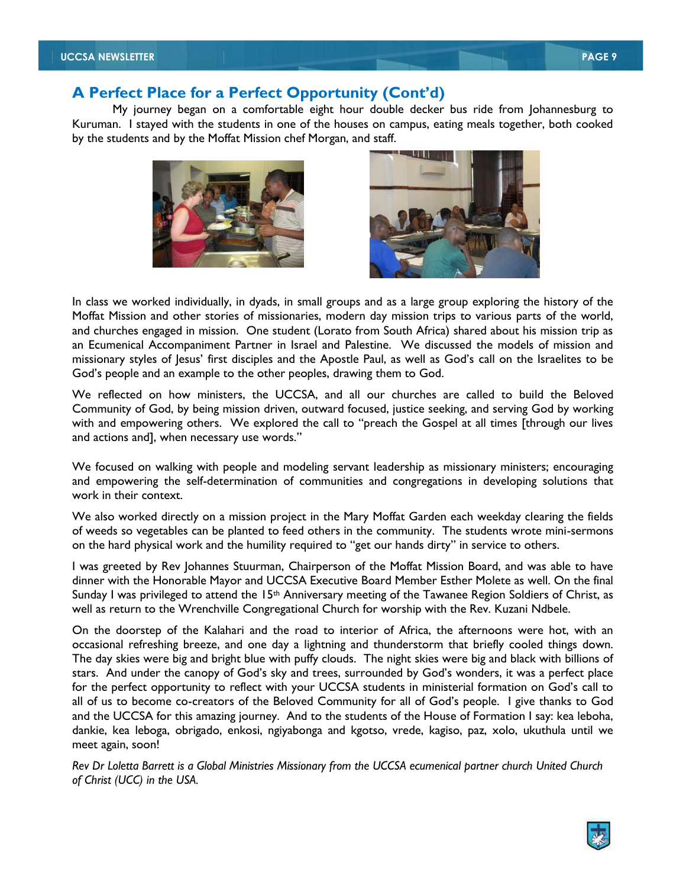## A Perfect Place for a Perfect Opportunity (Cont'd)

My journey began on a comfortable eight hour double decker bus ride from Johannesburg to Kuruman. I stayed with the students in one of the houses on campus, eating meals together, both cooked by the students and by the Moffat Mission chef Morgan, and staff.

In class we worked individually, in dyads, in small groups and as a large group exploring the history of the Moffat Mission and other stories of missionaries, modern day mission trips to various parts of the world, and churches engaged in mission. One student (Lorato from South Africa) shared about his mission trip as an Ecumenical Accompaniment Partner in Israel and Palestine. We discussed the models of mission and missionary styles of Jesus' first disciples and the Apostle Paul, as well as God's call on the Israelites to be God's people and an example to the other peoples, drawing them to God.

We reflected on how ministers, the UCCSA, and all our churches are called to build the Beloved Community of God, by being mission driven, outward focused, justice seeking, and serving God by working with and empowering others. We explored the call to "preach the Gospel at all times [through our lives and actions and], when necessary use words."

We focused on walking with people and modeling servant leadership as missionary ministers; encouraging and empowering the self-determination of communities and congregations in developing solutions that work in their context.

We also worked directly on a mission project in the Mary Moffat Garden each weekday clearing the fields of weeds so vegetables can be planted to feed others in the community. The students wrote mini-sermons on the hard physical work and the humility required to "get our hands dirty" in service to others.

I was greeted by Rev Johannes Stuurman, Chairperson of the Moffat Mission Board, and was able to have dinner with the Honorable Mayor and UCCSA Executive Board Member Esther Molete as well. On the final Sunday I was privileged to attend the 15th Anniversary meeting of the Tawanee Region Soldiers of Christ, as well as return to the Wrenchville Congregational Church for worship with the Rev. Kuzani Ndbele.

On the doorstep of the Kalahari and the road to interior of Africa, the afternoons were hot, with an occasional refreshing breeze, and one day a lightning and thunderstorm that briefly cooled things down. The day skies were big and bright blue with puffy clouds. The night skies were big and black with billions of stars. And under the canopy of God's sky and trees, surrounded by God's wonders, it was a perfect place for the perfect opportunity to reflect with your UCCSA students in ministerial formation on God's call to all of us to become co-creators of the Beloved Community for all of God's people. I give thanks to God and the UCCSA for this amazing journey. And to the students of the House of Formation I say: kea leboha, dankie, kea leboga, obrigado, enkosi, ngiyabonga and kgotso, vrede, kagiso, paz, xolo, ukuthula until we meet again, soon!

*Rev Dr Loletta Barrett is a Global Ministries Missionary from the UCCSA ecumenical partner church United Church of Christ (UCC) in the USA.*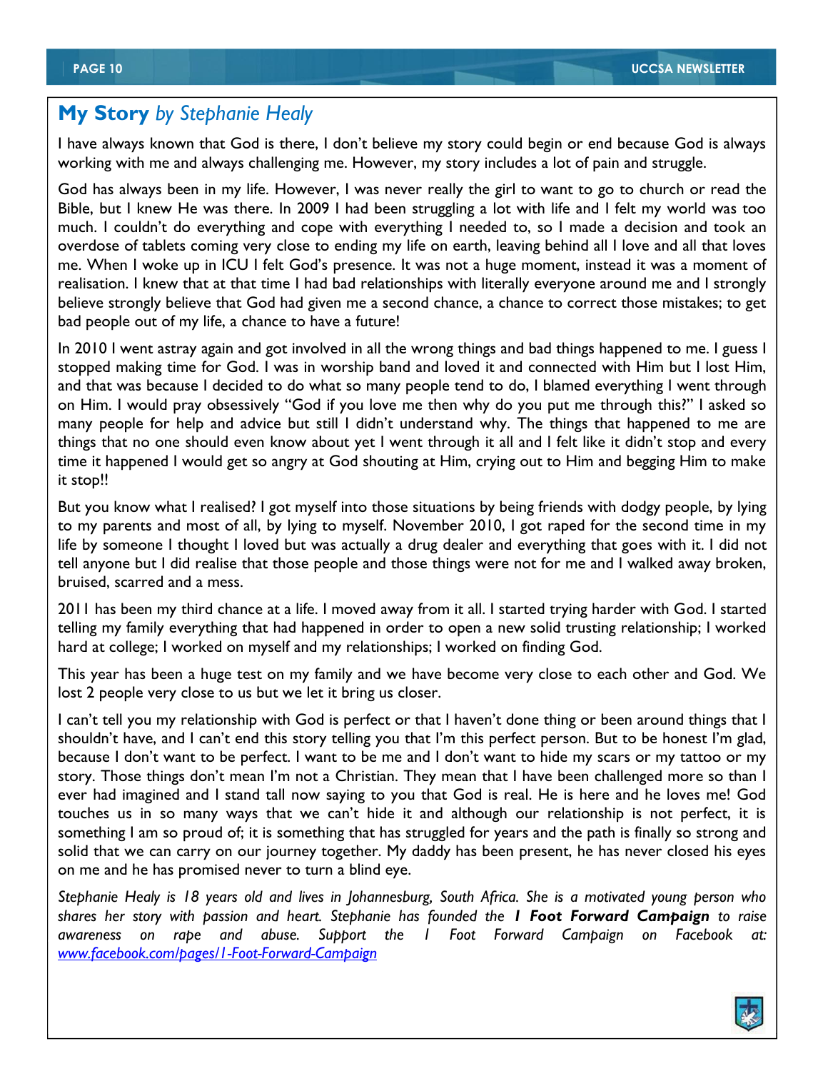## **My Story** *by Stephanie Healy*

I have always known that God is there, I don't believe my story could begin or end because God is always working with me and always challenging me. However, my story includes a lot of pain and struggle.

God has always been in my life. However, I was never really the girl to want to go to church or read the Bible, but I knew He was there. In 2009 I had been struggling a lot with life and I felt my world was too much. I couldn't do everything and cope with everything I needed to, so I made a decision and took an overdose of tablets coming very close to ending my life on earth, leaving behind all I love and all that loves me. When I woke up in ICU I felt God's presence. It was not a huge moment, instead it was a moment of realisation. I knew that at that time I had bad relationships with literally everyone around me and I strongly believe strongly believe that God had given me a second chance, a chance to correct those mistakes; to get bad people out of my life, a chance to have a future!

In 2010 I went astray again and got involved in all the wrong things and bad things happened to me. I guess I stopped making time for God. I was in worship band and loved it and connected with Him but I lost Him, and that was because I decided to do what so many people tend to do, I blamed everything I went through on Him. I would pray obsessively "God if you love me then why do you put me through this?" I asked so many people for help and advice but still I didn't understand why. The things that happened to me are things that no one should even know about yet I went through it all and I felt like it didn't stop and every time it happened I would get so angry at God shouting at Him, crying out to Him and begging Him to make it stop!!

But you know what I realised? I got myself into those situations by being friends with dodgy people, by lying to my parents and most of all, by lying to myself. November 2010, I got raped for the second time in my life by someone I thought I loved but was actually a drug dealer and everything that goes with it. I did not tell anyone but I did realise that those people and those things were not for me and I walked away broken, bruised, scarred and a mess.

2011 has been my third chance at a life. I moved away from it all. I started trying harder with God. I started telling my family everything that had happened in order to open a new solid trusting relationship; I worked hard at college; I worked on myself and my relationships; I worked on finding God.

This year has been a huge test on my family and we have become very close to each other and God. We lost 2 people very close to us but we let it bring us closer.

I can't tell you my relationship with God is perfect or that I haven't done thing or been around things that I shouldn't have, and I can't end this story telling you that I'm this perfect person. But to be honest I'm glad, because I don't want to be perfect. I want to be me and I don't want to hide my scars or my tattoo or my story. Those things don't mean I'm not a Christian. They mean that I have been challenged more so than I ever had imagined and I stand tall now saying to you that God is real. He is here and he loves me! God touches us in so many ways that we can't hide it and although our relationship is not perfect, it is something I am so proud of; it is something that has struggled for years and the path is finally so strong and solid that we can carry on our journey together. My daddy has been present, he has never closed his eyes on me and he has promised never to turn a blind eye.

*Stephanie Healy is 18 years old and lives in Johannesburg, South Africa. She is a motivated young person who shares her story with passion and heart. Stephanie has founded the* ***I Foot Forward Campaign*** *to raise awareness on rape and abuse. Support the I Foot Forward Campaign on Facebook at: [www.facebook.com/pages/1-Foot-Forward-Campaign](http://www.facebook.com/pages/1-Foot-Forward-Campaign)*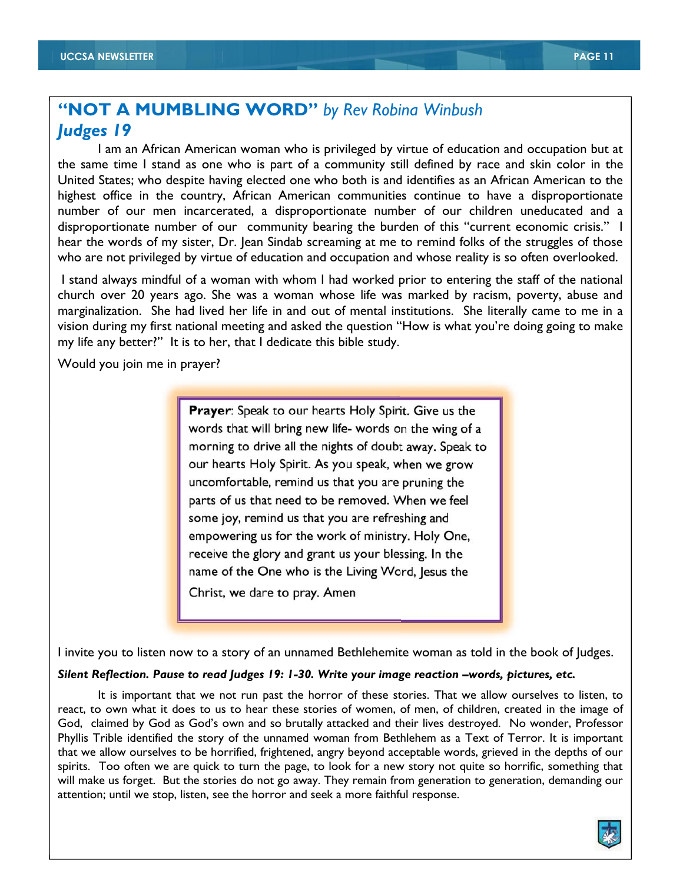# "NOT A MUMBLING WORD" *by Rev Robina Winbush*

## *Judges 19*

I am an African American woman who is privileged by virtue of education and occupation but at the same time I stand as one who is part of a community still defined by race and skin color in the United States; who despite having elected one who both is and identifies as an African American to the highest office in the country, African American communities continue to have a disproportionate number of our men incarcerated, a disproportionate number of our children uneducated and a disproportionate number of our community bearing the burden of this "current economic crisis." I hear the words of my sister, Dr. Jean Sindab screaming at me to remind folks of the struggles of those who are not privileged by virtue of education and occupation and whose reality is so often overlooked.

I stand always mindful of a woman with whom I had worked prior to entering the staff of the national church over 20 years ago. She was a woman whose life was marked by racism, poverty, abuse and marginalization. She had lived her life in and out of mental institutions. She literally came to me in a vision during my first national meeting and asked the question "How is what you're doing going to make my life any better?" It is to her, that I dedicate this bible study.

Would you join me in prayer?

> **Prayer**: Speak to our hearts Holy Spirit. Give us the words that will bring new life- words on the wing of a morning to drive all the nights of doubt away. Speak to our hearts Holy Spirit. As you speak, when we grow uncomfortable, remind us that you are pruning the parts of us that need to be removed. When we feel some joy, remind us that you are refreshing and empowering us for the work of ministry. Holy One, receive the glory and grant us your blessing. In the name of the One who is the Living Word, Jesus the Christ, we dare to pray. Amen

I invite you to listen now to a story of an unnamed Bethlehemite woman as told in the book of Judges.

***Silent Reflection. Pause to read Judges 19: 1-30. Write your image reaction –words, pictures, etc.***

It is important that we not run past the horror of these stories. That we allow ourselves to listen, to react, to own what it does to us to hear these stories of women, of men, of children, created in the image of God, claimed by God as God's own and so brutally attacked and their lives destroyed. No wonder, Professor Phyllis Trible identified the story of the unnamed woman from Bethlehem as a Text of Terror. It is important that we allow ourselves to be horrified, frightened, angry beyond acceptable words, grieved in the depths of our spirits. Too often we are quick to turn the page, to look for a new story not quite so horrific, something that will make us forget. But the stories do not go away. They remain from generation to generation, demanding our attention; until we stop, listen, see the horror and seek a more faithful response.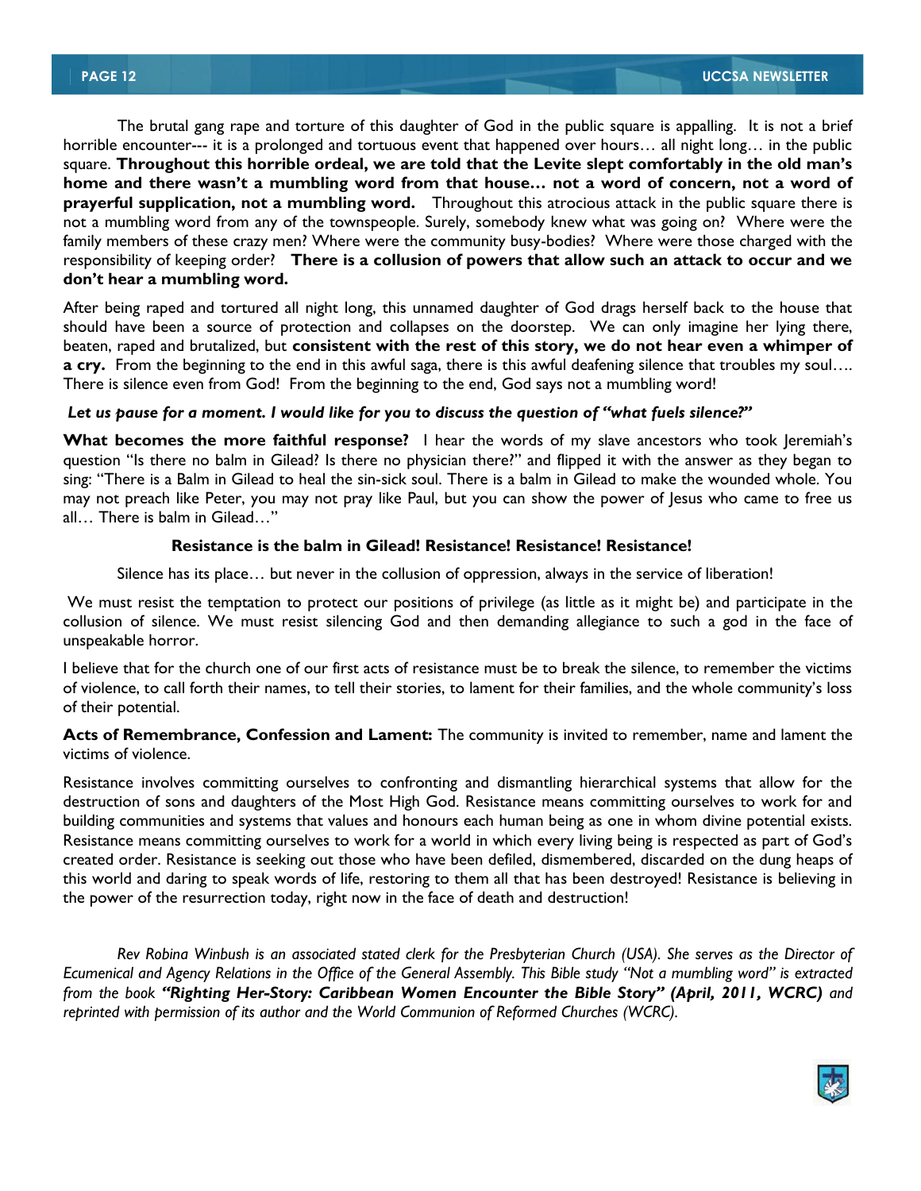The brutal gang rape and torture of this daughter of God in the public square is appalling. It is not a brief horrible encounter--- it is a prolonged and tortuous event that happened over hours… all night long… in the public square. **Throughout this horrible ordeal, we are told that the Levite slept comfortably in the old man's home and there wasn't a mumbling word from that house… not a word of concern, not a word of prayerful supplication, not a mumbling word.** Throughout this atrocious attack in the public square there is not a mumbling word from any of the townspeople. Surely, somebody knew what was going on? Where were the family members of these crazy men? Where were the community busy-bodies? Where were those charged with the responsibility of keeping order? **There is a collusion of powers that allow such an attack to occur and we don't hear a mumbling word.**

After being raped and tortured all night long, this unnamed daughter of God drags herself back to the house that should have been a source of protection and collapses on the doorstep. We can only imagine her lying there, beaten, raped and brutalized, but **consistent with the rest of this story, we do not hear even a whimper of a cry.** From the beginning to the end in this awful saga, there is this awful deafening silence that troubles my soul…. There is silence even from God! From the beginning to the end, God says not a mumbling word!

***Let us pause for a moment. I would like for you to discuss the question of "what fuels silence?"***

**What becomes the more faithful response?** I hear the words of my slave ancestors who took Jeremiah's question "Is there no balm in Gilead? Is there no physician there?" and flipped it with the answer as they began to sing: "There is a Balm in Gilead to heal the sin-sick soul. There is a balm in Gilead to make the wounded whole. You may not preach like Peter, you may not pray like Paul, but you can show the power of Jesus who came to free us all… There is balm in Gilead…"

**Resistance is the balm in Gilead! Resistance! Resistance! Resistance!**

Silence has its place… but never in the collusion of oppression, always in the service of liberation!

We must resist the temptation to protect our positions of privilege (as little as it might be) and participate in the collusion of silence. We must resist silencing God and then demanding allegiance to such a god in the face of unspeakable horror.

I believe that for the church one of our first acts of resistance must be to break the silence, to remember the victims of violence, to call forth their names, to tell their stories, to lament for their families, and the whole community's loss of their potential.

**Acts of Remembrance, Confession and Lament:** The community is invited to remember, name and lament the victims of violence.

Resistance involves committing ourselves to confronting and dismantling hierarchical systems that allow for the destruction of sons and daughters of the Most High God. Resistance means committing ourselves to work for and building communities and systems that values and honours each human being as one in whom divine potential exists. Resistance means committing ourselves to work for a world in which every living being is respected as part of God's created order. Resistance is seeking out those who have been defiled, dismembered, discarded on the dung heaps of this world and daring to speak words of life, restoring to them all that has been destroyed! Resistance is believing in the power of the resurrection today, right now in the face of death and destruction!

*Rev Robina Winbush is an associated stated clerk for the Presbyterian Church (USA). She serves as the Director of Ecumenical and Agency Relations in the Office of the General Assembly. This Bible study "Not a mumbling word" is extracted from the book **"Righting Her-Story: Caribbean Women Encounter the Bible Story" (April, 2011, WCRC)** and reprinted with permission of its author and the World Communion of Reformed Churches (WCRC).*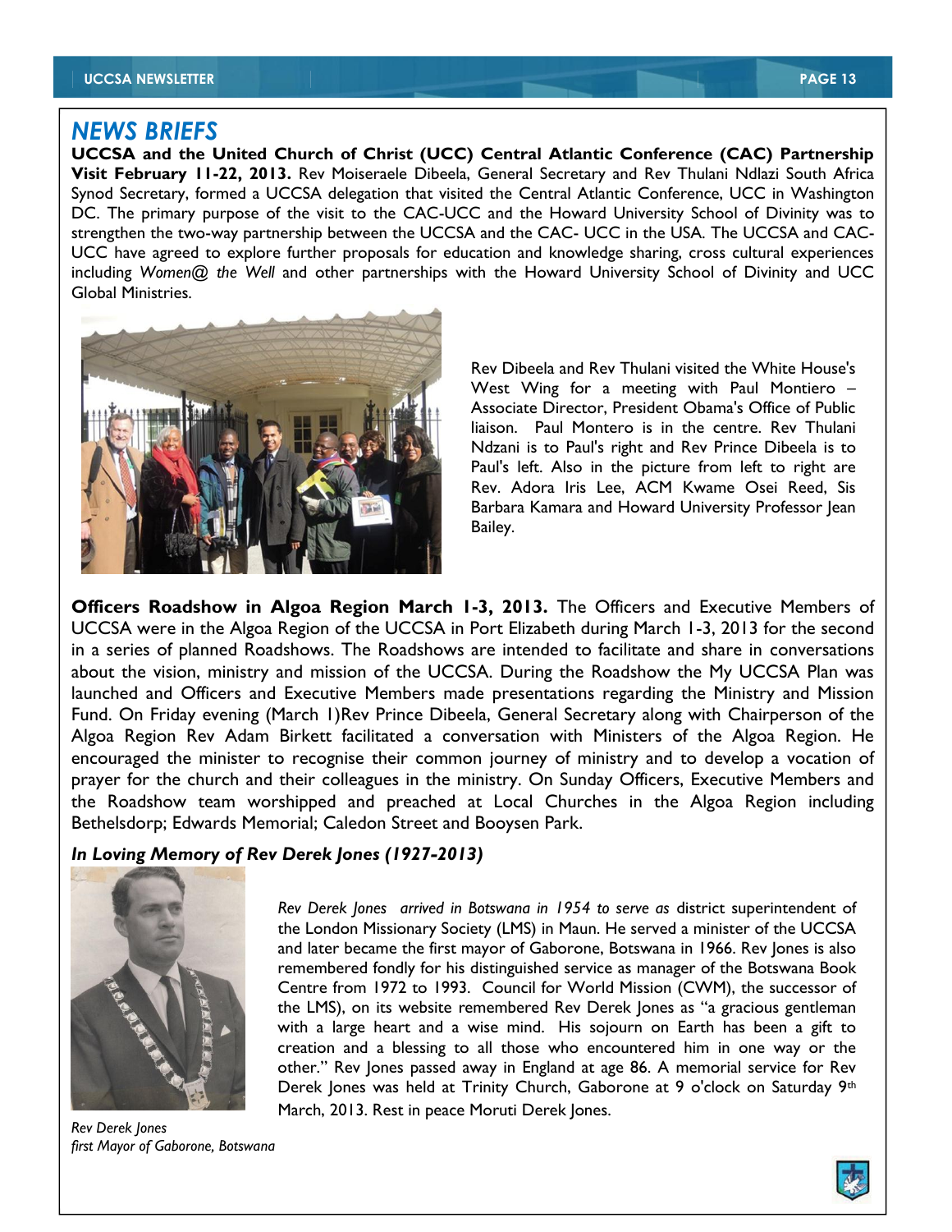## *NEWS BRIEFS*

**UCCSA and the United Church of Christ (UCC) Central Atlantic Conference (CAC) Partnership Visit February 11-22, 2013.** Rev Moiseraele Dibeela, General Secretary and Rev Thulani Ndlazi South Africa Synod Secretary, formed a UCCSA delegation that visited the Central Atlantic Conference, UCC in Washington DC. The primary purpose of the visit to the CAC-UCC and the Howard University School of Divinity was to strengthen the two-way partnership between the UCCSA and the CAC- UCC in the USA. The UCCSA and CAC-UCC have agreed to explore further proposals for education and knowledge sharing, cross cultural experiences including *Women@ the Well* and other partnerships with the Howard University School of Divinity and UCC Global Ministries.

Rev Dibeela and Rev Thulani visited the White House's West Wing for a meeting with Paul Montiero – Associate Director, President Obama's Office of Public liaison. Paul Montero is in the centre. Rev Thulani Ndzani is to Paul's right and Rev Prince Dibeela is to Paul's left. Also in the picture from left to right are Rev. Adora Iris Lee, ACM Kwame Osei Reed, Sis Barbara Kamara and Howard University Professor Jean Bailey.

**Officers Roadshow in Algoa Region March 1-3, 2013.** The Officers and Executive Members of UCCSA were in the Algoa Region of the UCCSA in Port Elizabeth during March 1-3, 2013 for the second in a series of planned Roadshows. The Roadshows are intended to facilitate and share in conversations about the vision, ministry and mission of the UCCSA. During the Roadshow the My UCCSA Plan was launched and Officers and Executive Members made presentations regarding the Ministry and Mission Fund. On Friday evening (March 1)Rev Prince Dibeela, General Secretary along with Chairperson of the Algoa Region Rev Adam Birkett facilitated a conversation with Ministers of the Algoa Region. He encouraged the minister to recognise their common journey of ministry and to develop a vocation of prayer for the church and their colleagues in the ministry. On Sunday Officers, Executive Members and the Roadshow team worshipped and preached at Local Churches in the Algoa Region including Bethelsdorp; Edwards Memorial; Caledon Street and Booysen Park.

***In Loving Memory of Rev Derek Jones (1927-2013)***

*Rev Derek Jones arrived in Botswana in 1954 to serve as* district superintendent of the London Missionary Society (LMS) in Maun. He served a minister of the UCCSA and later became the first mayor of Gaborone, Botswana in 1966. Rev Jones is also remembered fondly for his distinguished service as manager of the Botswana Book Centre from 1972 to 1993. Council for World Mission (CWM), the successor of the LMS), on its website remembered Rev Derek Jones as "a gracious gentleman with a large heart and a wise mind. His sojourn on Earth has been a gift to creation and a blessing to all those who encountered him in one way or the other." Rev Jones passed away in England at age 86. A memorial service for Rev Derek Jones was held at Trinity Church, Gaborone at 9 o'clock on Saturday 9th March, 2013. Rest in peace Moruti Derek Jones.

*Rev Derek Jones*
*first Mayor of Gaborone, Botswana*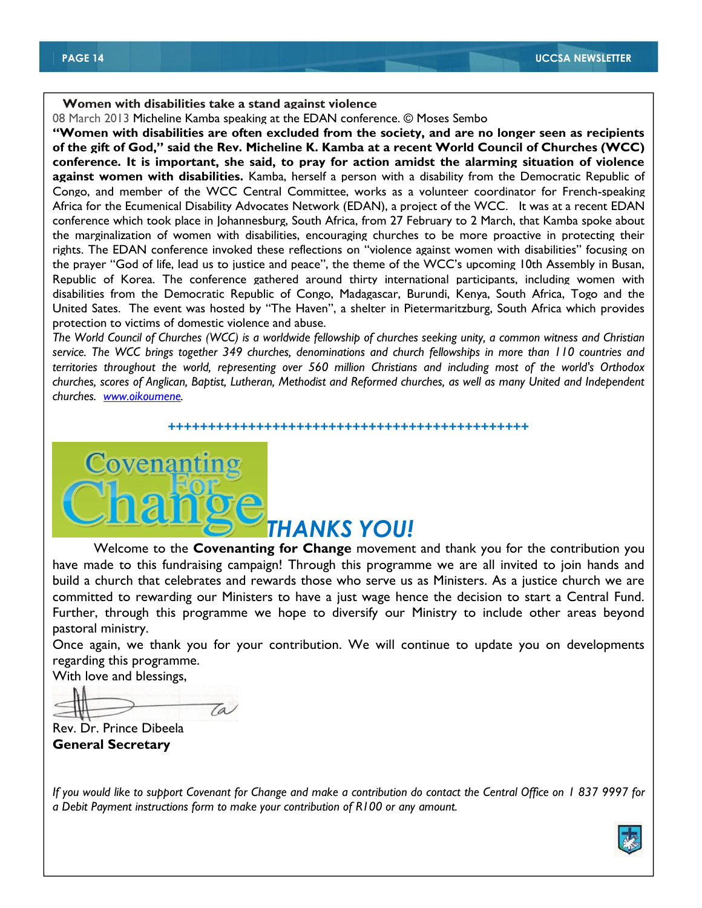**Women with disabilities take a stand against violence**

08 March 2013 Micheline Kamba speaking at the EDAN conference. © Moses Sembo

**"Women with disabilities are often excluded from the society, and are no longer seen as recipients of the gift of God," said the Rev. Micheline K. Kamba at a recent World Council of Churches (WCC) conference. It is important, she said, to pray for action amidst the alarming situation of violence against women with disabilities.** Kamba, herself a person with a disability from the Democratic Republic of Congo, and member of the WCC Central Committee, works as a volunteer coordinator for French-speaking Africa for the Ecumenical Disability Advocates Network (EDAN), a project of the WCC. It was at a recent EDAN conference which took place in Johannesburg, South Africa, from 27 February to 2 March, that Kamba spoke about the marginalization of women with disabilities, encouraging churches to be more proactive in protecting their rights. The EDAN conference invoked these reflections on "violence against women with disabilities" focusing on the prayer "God of life, lead us to justice and peace", the theme of the WCC's upcoming 10th Assembly in Busan, Republic of Korea. The conference gathered around thirty international participants, including women with disabilities from the Democratic Republic of Congo, Madagascar, Burundi, Kenya, South Africa, Togo and the United Sates. The event was hosted by "The Haven", a shelter in Pietermaritzburg, South Africa which provides protection to victims of domestic violence and abuse.

*The World Council of Churches (WCC) is a worldwide fellowship of churches seeking unity, a common witness and Christian service. The WCC brings together 349 churches, denominations and church fellowships in more than 110 countries and territories throughout the world, representing over 560 million Christians and including most of the world's Orthodox churches, scores of Anglican, Baptist, Lutheran, Methodist and Reformed churches, as well as many United and Independent churches. www.oikoumene.*

++++++++++++++++++++++++++++++++++++++++++++++++

Covenanting For Change ***THANKS YOU!***

Welcome to the **Covenanting for Change** movement and thank you for the contribution you have made to this fundraising campaign! Through this programme we are all invited to join hands and build a church that celebrates and rewards those who serve us as Ministers. As a justice church we are committed to rewarding our Ministers to have a just wage hence the decision to start a Central Fund. Further, through this programme we hope to diversify our Ministry to include other areas beyond pastoral ministry.

Once again, we thank you for your contribution. We will continue to update you on developments regarding this programme.

With love and blessings,

Rev. Dr. Prince Dibeela
**General Secretary**

*If you would like to support Covenant for Change and make a contribution do contact the Central Office on 1 837 9997 for a Debit Payment instructions form to make your contribution of R100 or any amount.*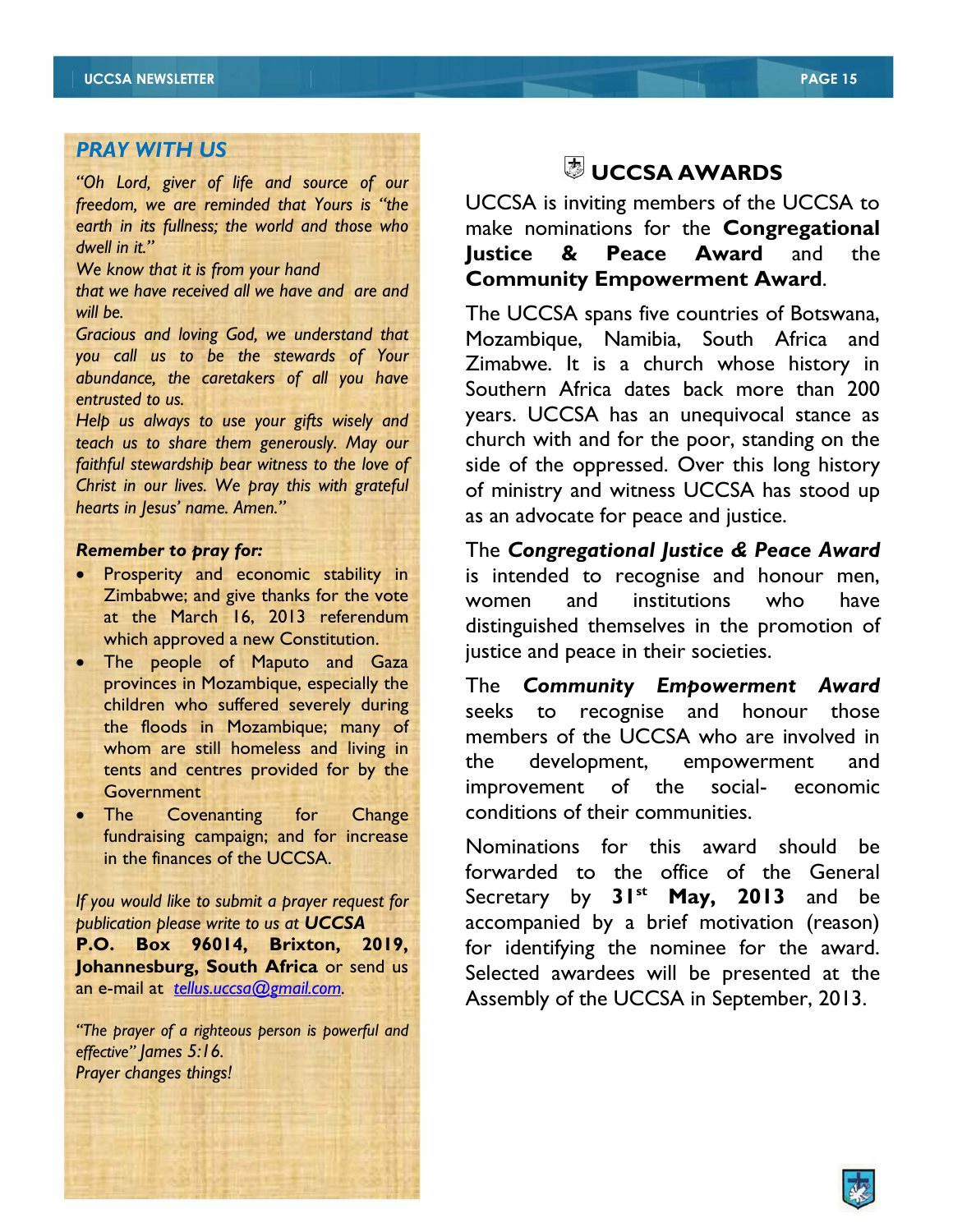## *PRAY WITH US*

*"Oh Lord, giver of life and source of our freedom, we are reminded that Yours is "the earth in its fullness; the world and those who dwell in it."*
*We know that it is from your hand*
*that we have received all we have and are and will be.*
*Gracious and loving God, we understand that you call us to be the stewards of Your abundance, the caretakers of all you have entrusted to us.*
*Help us always to use your gifts wisely and teach us to share them generously. May our faithful stewardship bear witness to the love of Christ in our lives. We pray this with grateful hearts in Jesus' name. Amen."*

***Remember to pray for:***

- Prosperity and economic stability in Zimbabwe; and give thanks for the vote at the March 16, 2013 referendum which approved a new Constitution.
- The people of Maputo and Gaza provinces in Mozambique, especially the children who suffered severely during the floods in Mozambique; many of whom are still homeless and living in tents and centres provided for by the Government
- The Covenanting for Change fundraising campaign; and for increase in the finances of the UCCSA.

*If you would like to submit a prayer request for publication please write to us at* ***UCCSA*** **P.O. Box 96014, Brixton, 2019, Johannesburg, South Africa** or send us an e-mail at *tellus.uccsa@gmail.com*.

*"The prayer of a righteous person is powerful and effective" James 5:16.*
*Prayer changes things!*

## UCCSA AWARDS

UCCSA is inviting members of the UCCSA to make nominations for the **Congregational Justice & Peace Award** and the **Community Empowerment Award**.

The UCCSA spans five countries of Botswana, Mozambique, Namibia, South Africa and Zimbabwe. It is a church whose history in Southern Africa dates back more than 200 years. UCCSA has an unequivocal stance as church with and for the poor, standing on the side of the oppressed. Over this long history of ministry and witness UCCSA has stood up as an advocate for peace and justice.

The ***Congregational Justice & Peace Award*** is intended to recognise and honour men, women and institutions who have distinguished themselves in the promotion of justice and peace in their societies.

The ***Community Empowerment Award*** seeks to recognise and honour those members of the UCCSA who are involved in the development, empowerment and improvement of the social- economic conditions of their communities.

Nominations for this award should be forwarded to the office of the General Secretary by **31st May, 2013** and be accompanied by a brief motivation (reason) for identifying the nominee for the award. Selected awardees will be presented at the Assembly of the UCCSA in September, 2013.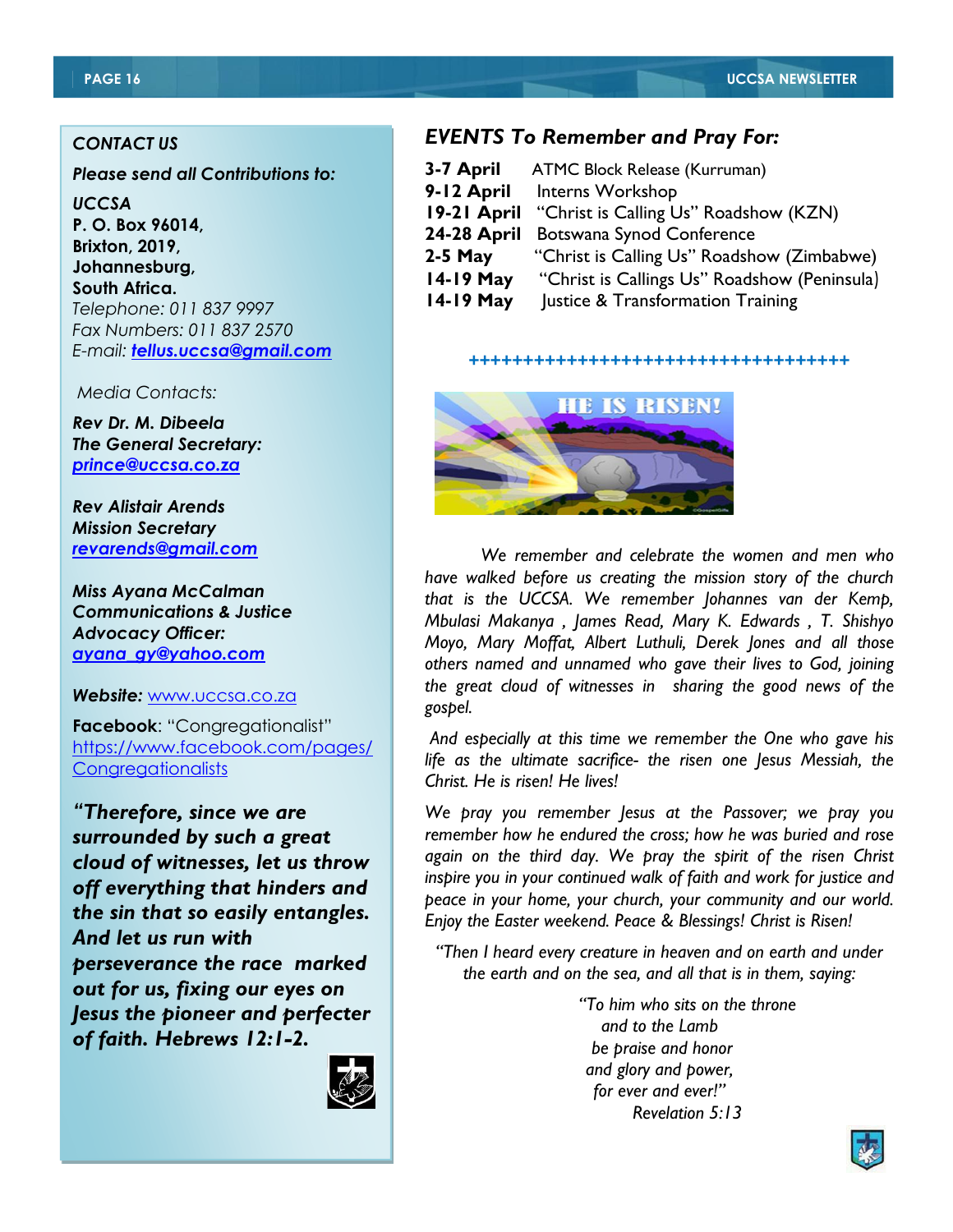## CONTACT US

***Please send all Contributions to:***

***UCCSA***
**P. O. Box 96014,**
**Brixton, 2019,**
**Johannesburg,**
**South Africa.**
*Telephone: 011 837 9997*
*Fax Numbers: 011 837 2570*
*E-mail:* ***tellus.uccsa@gmail.com***

*Media Contacts:*

***Rev Dr. M. Dibeela***
***The General Secretary:***
***prince@uccsa.co.za***

***Rev Alistair Arends***
***Mission Secretary***
***revarends@gmail.com***

***Miss Ayana McCalman***
***Communications & Justice Advocacy Officer:***
***ayana_gy@yahoo.com***

***Website:*** www.uccsa.co.za

**Facebook**: "Congregationalist"
https://www.facebook.com/pages/Congregationalists

***"Therefore, since we are surrounded by such a great cloud of witnesses, let us throw off everything that hinders and the sin that so easily entangles. And let us run with perseverance the race marked out for us, fixing our eyes on Jesus the pioneer and perfecter of faith. Hebrews 12:1-2.***

## *EVENTS To Remember and Pray For:*

| | |
|---|---|
| **3-7 April** | ATMC Block Release (Kurruman) |
| **9-12 April** | Interns Workshop |
| **19-21 April** | "Christ is Calling Us" Roadshow (KZN) |
| **24-28 April** | Botswana Synod Conference |
| **2-5 May** | "Christ is Calling Us" Roadshow (Zimbabwe) |
| **14-19 May** | "Christ is Callings Us" Roadshow (Peninsula) |
| **14-19 May** | Justice & Transformation Training |

++++++++++++++++++++++++++++++++++++

HE IS RISEN!

*We remember and celebrate the women and men who have walked before us creating the mission story of the church that is the UCCSA. We remember Johannes van der Kemp, Mbulasi Makanya , James Read, Mary K. Edwards , T. Shishyo Moyo, Mary Moffat, Albert Luthuli, Derek Jones and all those others named and unnamed who gave their lives to God, joining the great cloud of witnesses in sharing the good news of the gospel.*

*And especially at this time we remember the One who gave his life as the ultimate sacrifice- the risen one Jesus Messiah, the Christ. He is risen! He lives!*

*We pray you remember Jesus at the Passover; we pray you remember how he endured the cross; how he was buried and rose again on the third day. We pray the spirit of the risen Christ inspire you in your continued walk of faith and work for justice and peace in your home, your church, your community and our world. Enjoy the Easter weekend. Peace & Blessings! Christ is Risen!*

*"Then I heard every creature in heaven and on earth and under the earth and on the sea, and all that is in them, saying:*

*"To him who sits on the throne*
*and to the Lamb*
*be praise and honor*
*and glory and power,*
*for ever and ever!"*
*Revelation 5:13*